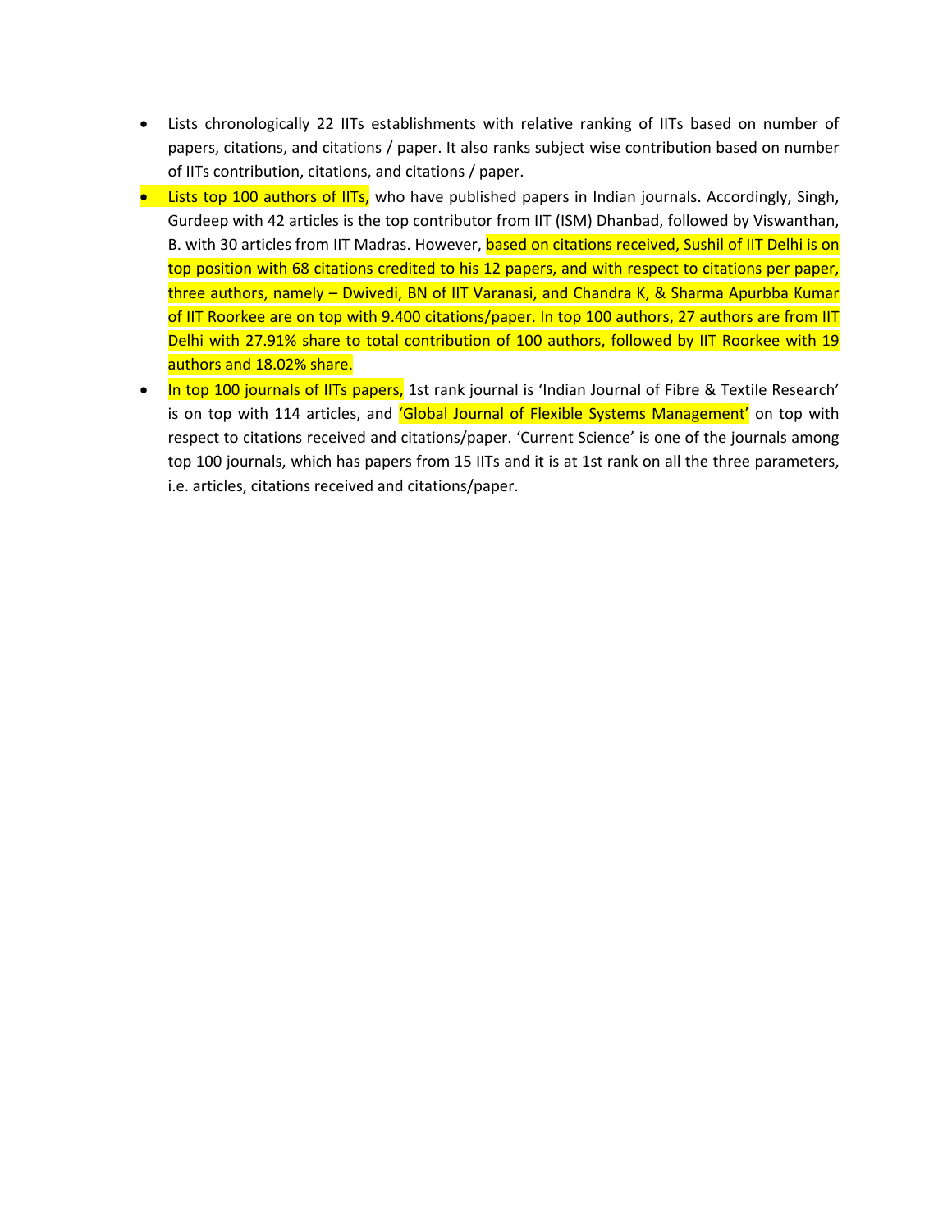- Lists chronologically 22 IITs establishments with relative ranking of IITs based on number of papers, citations, and citations / paper. It also ranks subject wise contribution based on number of IITs contribution, citations, and citations / paper.
- Lists top 100 authors of IITs, who have published papers in Indian journals. Accordingly, Singh, Gurdeep with 42 articles is the top contributor from IIT (ISM) Dhanbad, followed by Viswanthan, B. with 30 articles from IIT Madras. However, based on citations received, Sushil of IIT Delhi is on top position with 68 citations credited to his 12 papers, and with respect to citations per paper, three authors, namely – Dwivedi, BN of IIT Varanasi, and Chandra K, & Sharma Apurbba Kumar of IIT Roorkee are on top with 9.400 citations/paper. In top 100 authors, 27 authors are from IIT Delhi with 27.91% share to total contribution of 100 authors, followed by IIT Roorkee with 19 authors and 18.02% share.
- In top 100 journals of IITs papers, 1st rank journal is 'Indian Journal of Fibre & Textile Research' is on top with 114 articles, and 'Global Journal of Flexible Systems Management' on top with respect to citations received and citations/paper. 'Current Science' is one of the journals among top 100 journals, which has papers from 15 IITs and it is at 1st rank on all the three parameters, i.e. articles, citations received and citations/paper.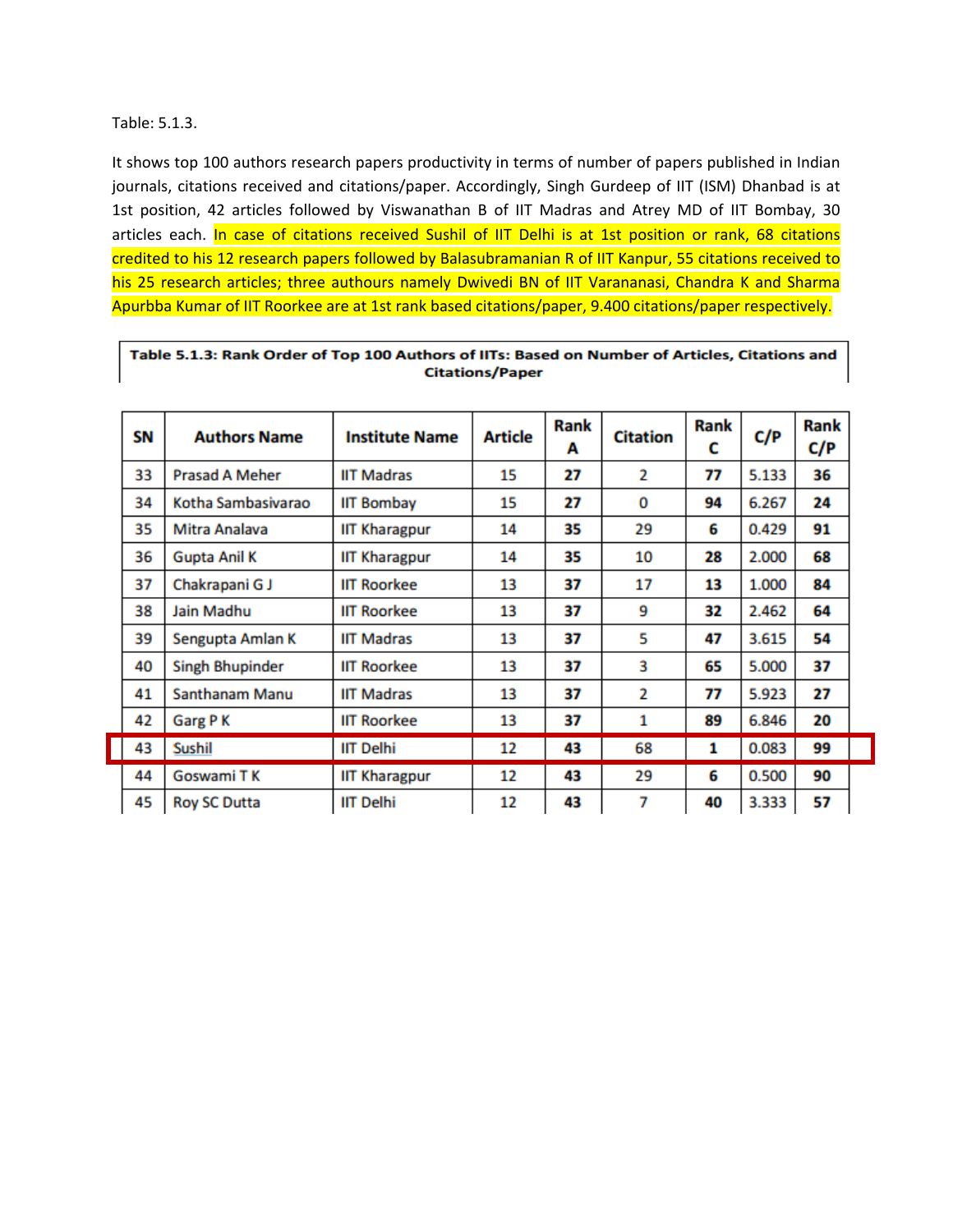Table: 5.1.3.

It shows top 100 authors research papers productivity in terms of number of papers published in Indian journals, citations received and citations/paper. Accordingly, Singh Gurdeep of IIT (ISM) Dhanbad is at 1st position, 42 articles followed by Viswanathan B of IIT Madras and Atrey MD of IIT Bombay, 30 articles each. In case of citations received Sushil of IIT Delhi is at 1st position or rank, 68 citations credited to his 12 research papers followed by Balasubramanian R of IIT Kanpur, 55 citations received to his 25 research articles; three authours namely Dwivedi BN of IIT Varananasi, Chandra K and Sharma Apurbba Kumar of IIT Roorkee are at 1st rank based citations/paper, 9.400 citations/paper respectively.

**Table 5.1.3: Rank Order of Top 100 Authors of IITs: Based on Number of Articles, Citations and Citations/Paper**

| SN | Authors Name | Institute Name | Article | Rank A | Citation | Rank C | C/P | Rank C/P |
|---|---|---|---|---|---|---|---|---|
| 33 | Prasad A Meher | IIT Madras | 15 | **27** | 2 | **77** | 5.133 | **36** |
| 34 | Kotha Sambasivarao | IIT Bombay | 15 | **27** | 0 | **94** | 6.267 | **24** |
| 35 | Mitra Analava | IIT Kharagpur | 14 | **35** | 29 | **6** | 0.429 | **91** |
| 36 | Gupta Anil K | IIT Kharagpur | 14 | **35** | 10 | **28** | 2.000 | **68** |
| 37 | Chakrapani G J | IIT Roorkee | 13 | **37** | 17 | **13** | 1.000 | **84** |
| 38 | Jain Madhu | IIT Roorkee | 13 | **37** | 9 | **32** | 2.462 | **64** |
| 39 | Sengupta Amlan K | IIT Madras | 13 | **37** | 5 | **47** | 3.615 | **54** |
| 40 | Singh Bhupinder | IIT Roorkee | 13 | **37** | 3 | **65** | 5.000 | **37** |
| 41 | Santhanam Manu | IIT Madras | 13 | **37** | 2 | **77** | 5.923 | **27** |
| 42 | Garg P K | IIT Roorkee | 13 | **37** | 1 | **89** | 6.846 | **20** |
| 43 | Sushil | IIT Delhi | 12 | **43** | 68 | **1** | 0.083 | **99** |
| 44 | Goswami T K | IIT Kharagpur | 12 | **43** | 29 | **6** | 0.500 | **90** |
| 45 | Roy SC Dutta | IIT Delhi | 12 | **43** | 7 | **40** | 3.333 | **57** |